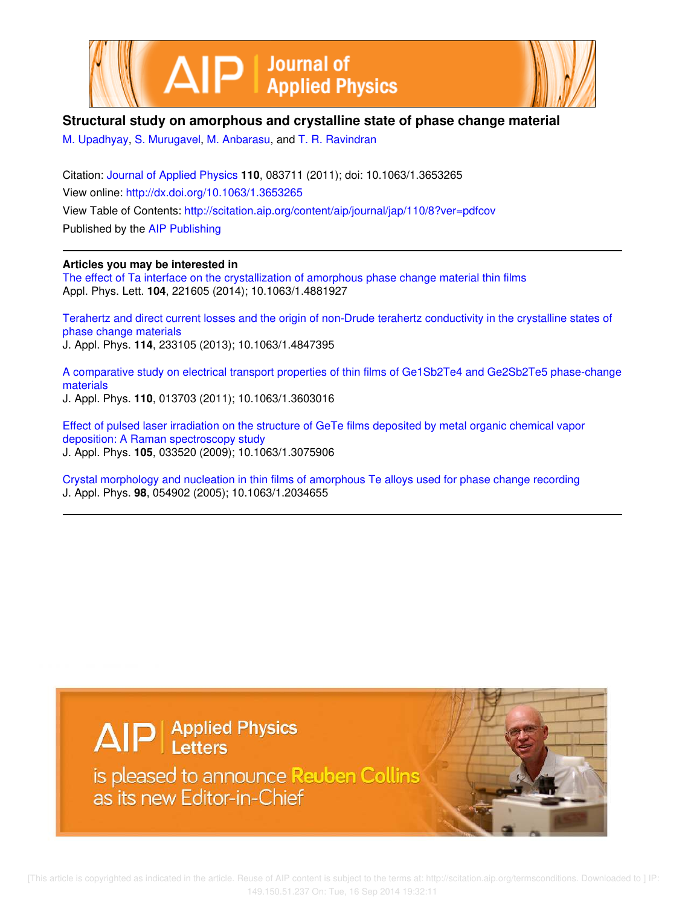# Structural study on amorphous and crystalline state of phase change material

M. Upadhyay, S. Murugavel, M. Anbarasu, and T. R. Ravindran

Citation: Journal of Applied Physics **110**, 083711 (2011); doi: 10.1063/1.3653265

View online: http://dx.doi.org/10.1063/1.3653265

View Table of Contents: http://scitation.aip.org/content/aip/journal/jap/110/8?ver=pdfcov

Published by the AIP Publishing

---

**Articles you may be interested in**

The effect of Ta interface on the crystallization of amorphous phase change material thin films
Appl. Phys. Lett. **104**, 221605 (2014); 10.1063/1.4881927

Terahertz and direct current losses and the origin of non-Drude terahertz conductivity in the crystalline states of phase change materials
J. Appl. Phys. **114**, 233105 (2013); 10.1063/1.4847395

A comparative study on electrical transport properties of thin films of Ge1Sb2Te4 and Ge2Sb2Te5 phase-change materials
J. Appl. Phys. **110**, 013703 (2011); 10.1063/1.3603016

Effect of pulsed laser irradiation on the structure of GeTe films deposited by metal organic chemical vapor deposition: A Raman spectroscopy study
J. Appl. Phys. **105**, 033520 (2009); 10.1063/1.3075906

Crystal morphology and nucleation in thin films of amorphous Te alloys used for phase change recording
J. Appl. Phys. **98**, 054902 (2005); 10.1063/1.2034655

---

AIP Applied Physics Letters is pleased to announce Reuben Collins as its new Editor-in-Chief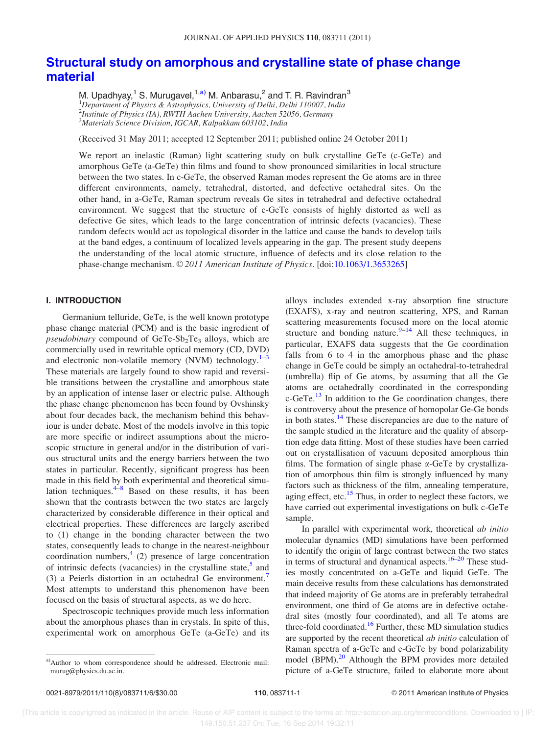JOURNAL OF APPLIED PHYSICS 110, 083711 (2011)

# Structural study on amorphous and crystalline state of phase change material

M. Upadhyay,[1] S. Murugavel,[1,a)] M. Anbarasu,[2] and T. R. Ravindran[3]

[1]*Department of Physics & Astrophysics, University of Delhi, Delhi 110007, India*
[2]*Institute of Physics (IA), RWTH Aachen University, Aachen 52056, Germany*
[3]*Materials Science Division, IGCAR, Kalpakkam 603102, India*

(Received 31 May 2011; accepted 12 September 2011; published online 24 October 2011)

We report an inelastic (Raman) light scattering study on bulk crystalline GeTe (c-GeTe) and amorphous GeTe (a-GeTe) thin films and found to show pronounced similarities in local structure between the two states. In c-GeTe, the observed Raman modes represent the Ge atoms are in three different environments, namely, tetrahedral, distorted, and defective octahedral sites. On the other hand, in a-GeTe, Raman spectrum reveals Ge sites in tetrahedral and defective octahedral environment. We suggest that the structure of c-GeTe consists of highly distorted as well as defective Ge sites, which leads to the large concentration of intrinsic defects (vacancies). These random defects would act as topological disorder in the lattice and cause the bands to develop tails at the band edges, a continuum of localized levels appearing in the gap. The present study deepens the understanding of the local atomic structure, influence of defects and its close relation to the phase-change mechanism. © *2011 American Institute of Physics*. [doi:10.1063/1.3653265]

## I. INTRODUCTION

Germanium telluride, GeTe, is the well known prototype phase change material (PCM) and is the basic ingredient of *pseudobinary* compound of GeTe-$Sb_2Te_3$ alloys, which are commercially used in rewritable optical memory (CD, DVD) and electronic non-volatile memory (NVM) technology.[1–3] These materials are largely found to show rapid and reversible transitions between the crystalline and amorphous state by an application of intense laser or electric pulse. Although the phase change phenomenon has been found by Ovshinsky about four decades back, the mechanism behind this behaviour is under debate. Most of the models involve in this topic are more specific or indirect assumptions about the microscopic structure in general and/or in the distribution of various structural units and the energy barriers between the two states in particular. Recently, significant progress has been made in this field by both experimental and theoretical simulation techniques.[4–8] Based on these results, it has been shown that the contrasts between the two states are largely characterized by considerable difference in their optical and electrical properties. These differences are largely ascribed to (1) change in the bonding character between the two states, consequently leads to change in the nearest-neighbour coordination numbers,[4] (2) presence of large concentration of intrinsic defects (vacancies) in the crystalline state,[5] and (3) a Peierls distortion in an octahedral Ge environment.[7] Most attempts to understand this phenomenon have been focused on the basis of structural aspects, as we do here.

Spectroscopic techniques provide much less information about the amorphous phases than in crystals. In spite of this, experimental work on amorphous GeTe (a-GeTe) and its alloys includes extended x-ray absorption fine structure (EXAFS), x-ray and neutron scattering, XPS, and Raman scattering measurements focused more on the local atomic structure and bonding nature.[9–14] All these techniques, in particular, EXAFS data suggests that the Ge coordination falls from 6 to 4 in the amorphous phase and the phase change in GeTe could be simply an octahedral-to-tetrahedral (umbrella) flip of Ge atoms, by assuming that all the Ge atoms are octahedrally coordinated in the corresponding c-GeTe.[13] In addition to the Ge coordination changes, there is controversy about the presence of homopolar Ge-Ge bonds in both states.[14] These discrepancies are due to the nature of the sample studied in the literature and the quality of absorption edge data fitting. Most of these studies have been carried out on crystallisation of vacuum deposited amorphous thin films. The formation of single phase α-GeTe by crystallization of amorphous thin film is strongly influenced by many factors such as thickness of the film, annealing temperature, aging effect, etc.[15] Thus, in order to neglect these factors, we have carried out experimental investigations on bulk c-GeTe sample.

In parallel with experimental work, theoretical *ab initio* molecular dynamics (MD) simulations have been performed to identify the origin of large contrast between the two states in terms of structural and dynamical aspects.[16–20] These studies mostly concentrated on a-GeTe and liquid GeTe. The main deceive results from these calculations has demonstrated that indeed majority of Ge atoms are in preferably tetrahedral environment, one third of Ge atoms are in defective octahedral sites (mostly four coordinated), and all Te atoms are three-fold coordinated.[16] Further, these MD simulation studies are supported by the recent theoretical *ab initio* calculation of Raman spectra of a-GeTe and c-GeTe by bond polarizability model (BPM).[20] Although the BPM provides more detailed picture of a-GeTe structure, failed to elaborate more about

a)Author to whom correspondence should be addressed. Electronic mail: murug@physics.du.ac.in.

0021-8979/2011/110(8)/083711/6/$30.00 © 2011 American Institute of Physics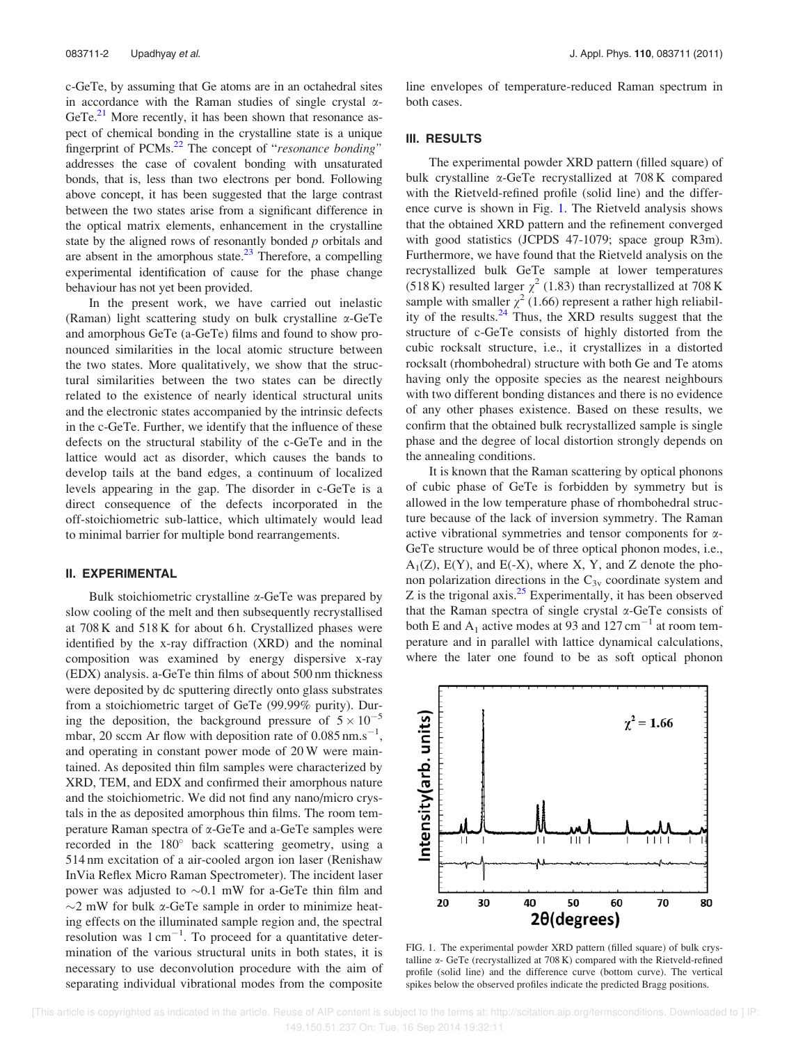c-GeTe, by assuming that Ge atoms are in an octahedral sites in accordance with the Raman studies of single crystal α-GeTe.[21] More recently, it has been shown that resonance aspect of chemical bonding in the crystalline state is a unique fingerprint of PCMs.[22] The concept of "*resonance bonding*" addresses the case of covalent bonding with unsaturated bonds, that is, less than two electrons per bond. Following above concept, it has been suggested that the large contrast between the two states arise from a significant difference in the optical matrix elements, enhancement in the crystalline state by the aligned rows of resonantly bonded *p* orbitals and are absent in the amorphous state.[23] Therefore, a compelling experimental identification of cause for the phase change behaviour has not yet been provided.

In the present work, we have carried out inelastic (Raman) light scattering study on bulk crystalline α-GeTe and amorphous GeTe (a-GeTe) films and found to show pronounced similarities in the local atomic structure between the two states. More qualitatively, we show that the structural similarities between the two states can be directly related to the existence of nearly identical structural units and the electronic states accompanied by the intrinsic defects in the c-GeTe. Further, we identify that the influence of these defects on the structural stability of the c-GeTe and in the lattice would act as disorder, which causes the bands to develop tails at the band edges, a continuum of localized levels appearing in the gap. The disorder in c-GeTe is a direct consequence of the defects incorporated in the off-stoichiometric sub-lattice, which ultimately would lead to minimal barrier for multiple bond rearrangements.

## II. EXPERIMENTAL

Bulk stoichiometric crystalline α-GeTe was prepared by slow cooling of the melt and then subsequently recrystallised at 708 K and 518 K for about 6 h. Crystallized phases were identified by the x-ray diffraction (XRD) and the nominal composition was examined by energy dispersive x-ray (EDX) analysis. a-GeTe thin films of about 500 nm thickness were deposited by dc sputtering directly onto glass substrates from a stoichiometric target of GeTe (99.99% purity). During the deposition, the background pressure of $5 \times 10^{-5}$ mbar, 20 sccm Ar flow with deposition rate of $0.085\,\text{nm.s}^{-1}$, and operating in constant power mode of 20 W were maintained. As deposited thin film samples were characterized by XRD, TEM, and EDX and confirmed their amorphous nature and the stoichiometric. We did not find any nano/micro crystals in the as deposited amorphous thin films. The room temperature Raman spectra of α-GeTe and a-GeTe samples were recorded in the 180° back scattering geometry, using a 514 nm excitation of a air-cooled argon ion laser (Renishaw InVia Reflex Micro Raman Spectrometer). The incident laser power was adjusted to ∼0.1 mW for a-GeTe thin film and ∼2 mW for bulk α-GeTe sample in order to minimize heating effects on the illuminated sample region and, the spectral resolution was $1\,\text{cm}^{-1}$. To proceed for a quantitative determination of the various structural units in both states, it is necessary to use deconvolution procedure with the aim of separating individual vibrational modes from the composite line envelopes of temperature-reduced Raman spectrum in both cases.

## III. RESULTS

The experimental powder XRD pattern (filled square) of bulk crystalline α-GeTe recrystallized at 708 K compared with the Rietveld-refined profile (solid line) and the difference curve is shown in Fig. 1. The Rietveld analysis shows that the obtained XRD pattern and the refinement converged with good statistics (JCPDS 47-1079; space group R3m). Furthermore, we have found that the Rietveld analysis on the recrystallized bulk GeTe sample at lower temperatures (518 K) resulted larger $\chi^2$ (1.83) than recrystallized at 708 K sample with smaller $\chi^2$ (1.66) represent a rather high reliability of the results.[24] Thus, the XRD results suggest that the structure of c-GeTe consists of highly distorted from the cubic rocksalt structure, i.e., it crystallizes in a distorted rocksalt (rhombohedral) structure with both Ge and Te atoms having only the opposite species as the nearest neighbours with two different bonding distances and there is no evidence of any other phases existence. Based on these results, we confirm that the obtained bulk recrystallized sample is single phase and the degree of local distortion strongly depends on the annealing conditions.

It is known that the Raman scattering by optical phonons of cubic phase of GeTe is forbidden by symmetry but is allowed in the low temperature phase of rhombohedral structure because of the lack of inversion symmetry. The Raman active vibrational symmetries and tensor components for α-GeTe structure would be of three optical phonon modes, i.e., $A_1$(Z), E(Y), and E(-X), where X, Y, and Z denote the phonon polarization directions in the $C_{3v}$ coordinate system and Z is the trigonal axis.[25] Experimentally, it has been observed that the Raman spectra of single crystal α-GeTe consists of both E and $A_1$ active modes at 93 and $127\,\text{cm}^{-1}$ at room temperature and in parallel with lattice dynamical calculations, where the later one found to be as soft optical phonon

FIG. 1. The experimental powder XRD pattern (filled square) of bulk crystalline α- GeTe (recrystallized at 708 K) compared with the Rietveld-refined profile (solid line) and the difference curve (bottom curve). The vertical spikes below the observed profiles indicate the predicted Bragg positions.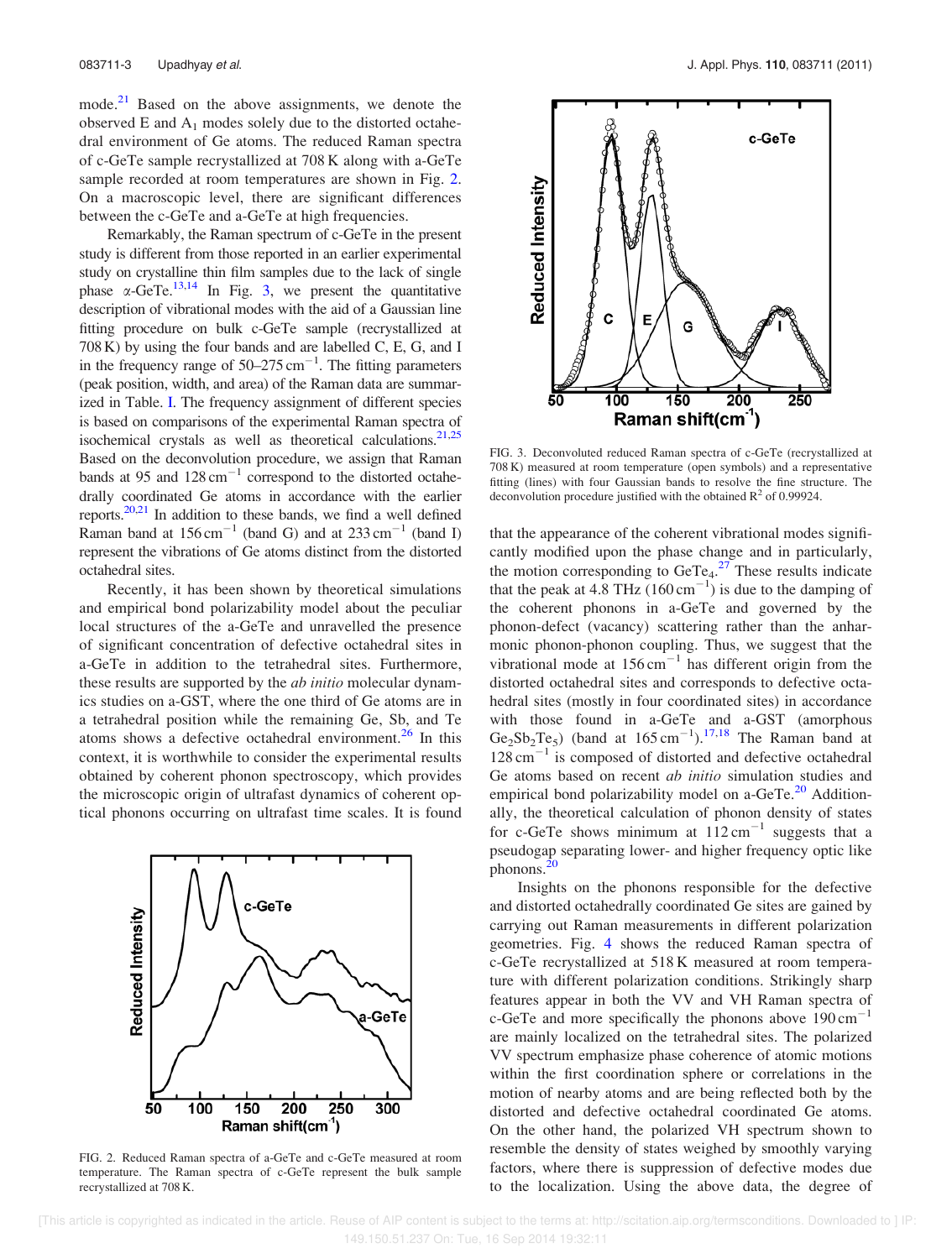mode.[21] Based on the above assignments, we denote the observed E and $A_1$ modes solely due to the distorted octahedral environment of Ge atoms. The reduced Raman spectra of c-GeTe sample recrystallized at 708 K along with a-GeTe sample recorded at room temperatures are shown in Fig. 2. On a macroscopic level, there are significant differences between the c-GeTe and a-GeTe at high frequencies.

Remarkably, the Raman spectrum of c-GeTe in the present study is different from those reported in an earlier experimental study on crystalline thin film samples due to the lack of single phase $\alpha$-GeTe.[13,14] In Fig. 3, we present the quantitative description of vibrational modes with the aid of a Gaussian line fitting procedure on bulk c-GeTe sample (recrystallized at 708 K) by using the four bands and are labelled C, E, G, and I in the frequency range of 50–275 $\text{cm}^{-1}$. The fitting parameters (peak position, width, and area) of the Raman data are summarized in Table. I. The frequency assignment of different species is based on comparisons of the experimental Raman spectra of isochemical crystals as well as theoretical calculations.[21,25] Based on the deconvolution procedure, we assign that Raman bands at 95 and 128 $\text{cm}^{-1}$ correspond to the distorted octahedrally coordinated Ge atoms in accordance with the earlier reports.[20,21] In addition to these bands, we find a well defined Raman band at 156 $\text{cm}^{-1}$ (band G) and at 233 $\text{cm}^{-1}$ (band I) represent the vibrations of Ge atoms distinct from the distorted octahedral sites.

Recently, it has been shown by theoretical simulations and empirical bond polarizability model about the peculiar local structures of the a-GeTe and unravelled the presence of significant concentration of defective octahedral sites in a-GeTe in addition to the tetrahedral sites. Furthermore, these results are supported by the *ab initio* molecular dynamics studies on a-GST, where the one third of Ge atoms are in a tetrahedral position while the remaining Ge, Sb, and Te atoms shows a defective octahedral environment.[26] In this context, it is worthwhile to consider the experimental results obtained by coherent phonon spectroscopy, which provides the microscopic origin of ultrafast dynamics of coherent optical phonons occurring on ultrafast time scales. It is found that the appearance of the coherent vibrational modes significantly modified upon the phase change and in particularly, the motion corresponding to $GeTe_4$.[27] These results indicate that the peak at 4.8 THz (160 $\text{cm}^{-1}$) is due to the damping of the coherent phonons in a-GeTe and governed by the phonon-defect (vacancy) scattering rather than the anharmonic phonon-phonon coupling. Thus, we suggest that the vibrational mode at 156 $\text{cm}^{-1}$ has different origin from the distorted octahedral sites and corresponds to defective octahedral sites (mostly in four coordinated sites) in accordance with those found in a-GeTe and a-GST (amorphous $Ge_2Sb_2Te_5$) (band at 165 $\text{cm}^{-1}$).[17,18] The Raman band at 128 $\text{cm}^{-1}$ is composed of distorted and defective octahedral Ge atoms based on recent *ab initio* simulation studies and empirical bond polarizability model on a-GeTe.[20] Additionally, the theoretical calculation of phonon density of states for c-GeTe shows minimum at 112 $\text{cm}^{-1}$ suggests that a pseudogap separating lower- and higher frequency optic like phonons.[20]

FIG. 2. Reduced Raman spectra of a-GeTe and c-GeTe measured at room temperature. The Raman spectra of c-GeTe represent the bulk sample recrystallized at 708 K.

FIG. 3. Deconvoluted reduced Raman spectra of c-GeTe (recrystallized at 708 K) measured at room temperature (open symbols) and a representative fitting (lines) with four Gaussian bands to resolve the fine structure. The deconvolution procedure justified with the obtained $R^2$ of 0.99924.

Insights on the phonons responsible for the defective and distorted octahedrally coordinated Ge sites are gained by carrying out Raman measurements in different polarization geometries. Fig. 4 shows the reduced Raman spectra of c-GeTe recrystallized at 518 K measured at room temperature with different polarization conditions. Strikingly sharp features appear in both the VV and VH Raman spectra of c-GeTe and more specifically the phonons above 190 $\text{cm}^{-1}$ are mainly localized on the tetrahedral sites. The polarized VV spectrum emphasize phase coherence of atomic motions within the first coordination sphere or correlations in the motion of nearby atoms and are being reflected both by the distorted and defective octahedral coordinated Ge atoms. On the other hand, the polarized VH spectrum shown to resemble the density of states weighed by smoothly varying factors, where there is suppression of defective modes due to the localization. Using the above data, the degree of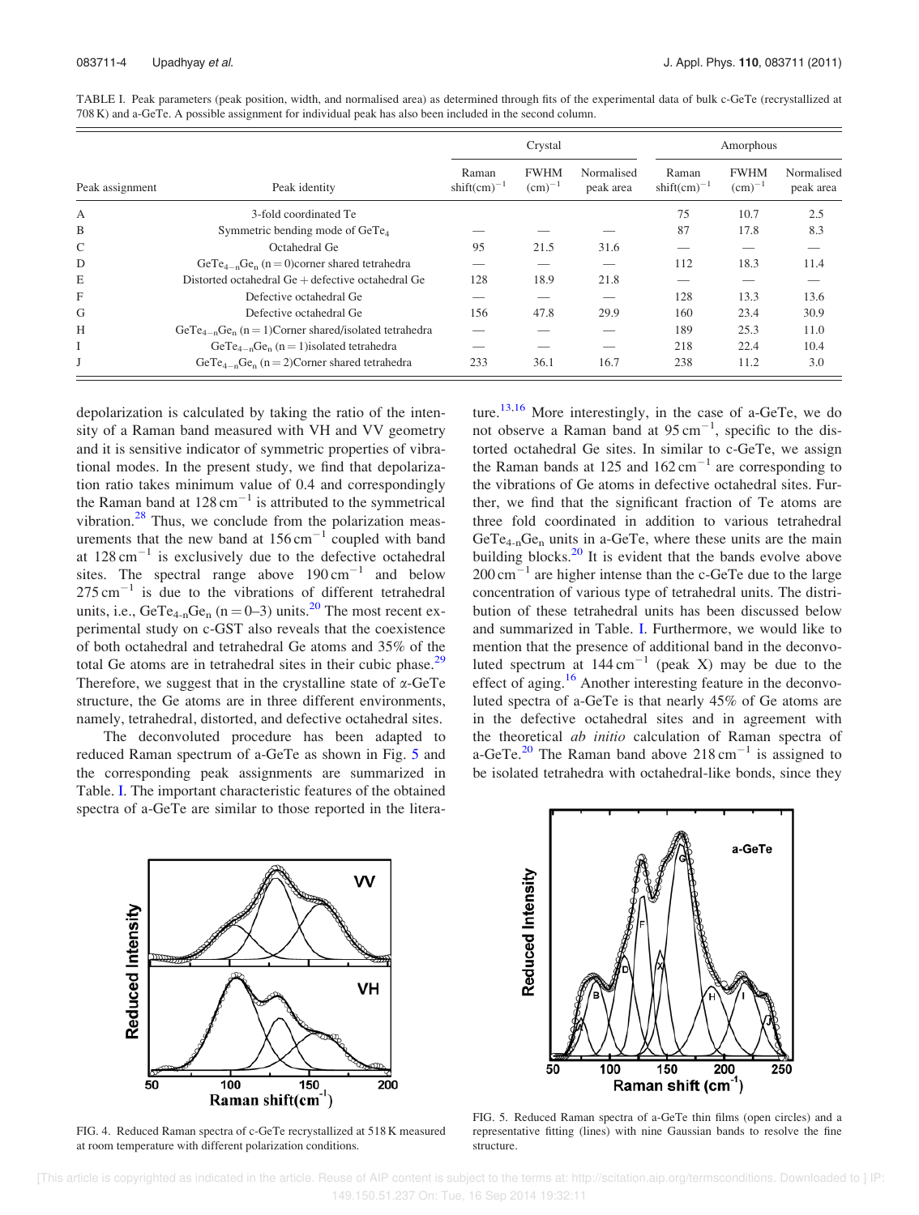TABLE I. Peak parameters (peak position, width, and normalised area) as determined through fits of the experimental data of bulk c-GeTe (recrystallized at 708 K) and a-GeTe. A possible assignment for individual peak has also been included in the second column.

| Peak assignment | Peak identity | Crystal | | | Amorphous | | |
|---|---|---|---|---|---|---|---|
| | | Raman shift$(\text{cm})^{-1}$ | FWHM $(\text{cm})^{-1}$ | Normalised peak area | Raman shift$(\text{cm})^{-1}$ | FWHM $(\text{cm})^{-1}$ | Normalised peak area |
| A | 3-fold coordinated Te | | | | 75 | 10.7 | 2.5 |
| B | Symmetric bending mode of $GeTe_4$ | — | — | — | 87 | 17.8 | 8.3 |
| C | Octahedral Ge | 95 | 21.5 | 31.6 | — | — | — |
| D | $GeTe_{4-n}Ge_n$ (n = 0)corner shared tetrahedra | — | — | — | 112 | 18.3 | 11.4 |
| E | Distorted octahedral Ge + defective octahedral Ge | 128 | 18.9 | 21.8 | — | — | — |
| F | Defective octahedral Ge | — | — | — | 128 | 13.3 | 13.6 |
| G | Defective octahedral Ge | 156 | 47.8 | 29.9 | 160 | 23.4 | 30.9 |
| H | $GeTe_{4-n}Ge_n$ (n = 1)Corner shared/isolated tetrahedra | — | — | — | 189 | 25.3 | 11.0 |
| I | $GeTe_{4-n}Ge_n$ (n = 1)isolated tetrahedra | — | — | — | 218 | 22.4 | 10.4 |
| J | $GeTe_{4-n}Ge_n$ (n = 2)Corner shared tetrahedra | 233 | 36.1 | 16.7 | 238 | 11.2 | 3.0 |

depolarization is calculated by taking the ratio of the intensity of a Raman band measured with VH and VV geometry and it is sensitive indicator of symmetric properties of vibrational modes. In the present study, we find that depolarization ratio takes minimum value of 0.4 and correspondingly the Raman band at 128 $\text{cm}^{-1}$ is attributed to the symmetrical vibration.[28] Thus, we conclude from the polarization measurements that the new band at 156 $\text{cm}^{-1}$ coupled with band at 128 $\text{cm}^{-1}$ is exclusively due to the defective octahedral sites. The spectral range above 190 $\text{cm}^{-1}$ and below 275 $\text{cm}^{-1}$ is due to the vibrations of different tetrahedral units, i.e., $GeTe_{4-n}Ge_n$ (n = 0–3) units.[20] The most recent experimental study on c-GST also reveals that the coexistence of both octahedral and tetrahedral Ge atoms and 35% of the total Ge atoms are in tetrahedral sites in their cubic phase.[29] Therefore, we suggest that in the crystalline state of α-GeTe structure, the Ge atoms are in three different environments, namely, tetrahedral, distorted, and defective octahedral sites.

The deconvoluted procedure has been adapted to reduced Raman spectrum of a-GeTe as shown in Fig. 5 and the corresponding peak assignments are summarized in Table. I. The important characteristic features of the obtained spectra of a-GeTe are similar to those reported in the literature.[13,16] More interestingly, in the case of a-GeTe, we do not observe a Raman band at 95 $\text{cm}^{-1}$, specific to the distorted octahedral Ge sites. In similar to c-GeTe, we assign the Raman bands at 125 and 162 $\text{cm}^{-1}$ are corresponding to the vibrations of Ge atoms in defective octahedral sites. Further, we find that the significant fraction of Te atoms are three fold coordinated in addition to various tetrahedral $GeTe_{4-n}Ge_n$ units in a-GeTe, where these units are the main building blocks.[20] It is evident that the bands evolve above 200 $\text{cm}^{-1}$ are higher intense than the c-GeTe due to the large concentration of various type of tetrahedral units. The distribution of these tetrahedral units has been discussed below and summarized in Table. I. Furthermore, we would like to mention that the presence of additional band in the deconvoluted spectrum at 144 $\text{cm}^{-1}$ (peak X) may be due to the effect of aging.[16] Another interesting feature in the deconvoluted spectra of a-GeTe is that nearly 45% of Ge atoms are in the defective octahedral sites and in agreement with the theoretical *ab initio* calculation of Raman spectra of a-GeTe.[20] The Raman band above 218 $\text{cm}^{-1}$ is assigned to be isolated tetrahedra with octahedral-like bonds, since they

FIG. 4. Reduced Raman spectra of c-GeTe recrystallized at 518 K measured at room temperature with different polarization conditions.

FIG. 5. Reduced Raman spectra of a-GeTe thin films (open circles) and a representative fitting (lines) with nine Gaussian bands to resolve the fine structure.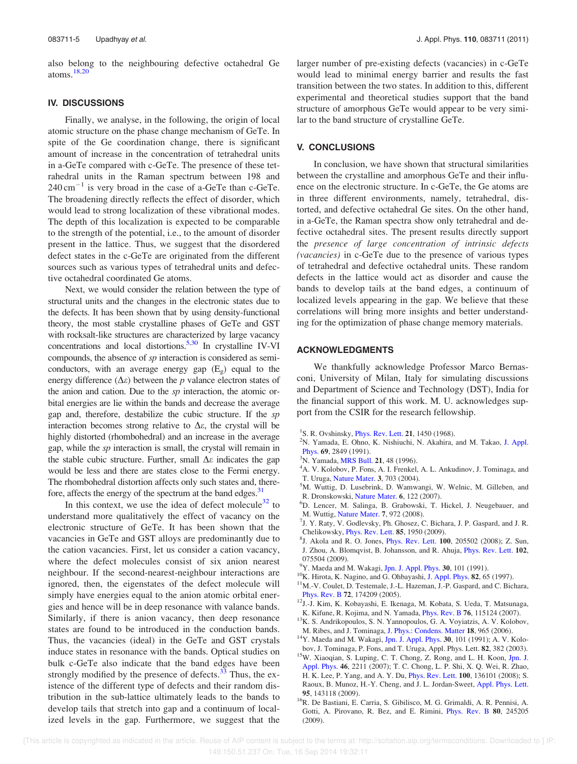also belong to the neighbouring defective octahedral Ge atoms.[18,20]

## IV. DISCUSSIONS

Finally, we analyse, in the following, the origin of local atomic structure on the phase change mechanism of GeTe. In spite of the Ge coordination change, there is significant amount of increase in the concentration of tetrahedral units in a-GeTe compared with c-GeTe. The presence of these tetrahedral units in the Raman spectrum between 198 and 240 $cm^{-1}$ is very broad in the case of a-GeTe than c-GeTe. The broadening directly reflects the effect of disorder, which would lead to strong localization of these vibrational modes. The depth of this localization is expected to be comparable to the strength of the potential, i.e., to the amount of disorder present in the lattice. Thus, we suggest that the disordered defect states in the c-GeTe are originated from the different sources such as various types of tetrahedral units and defective octahedral coordinated Ge atoms.

Next, we would consider the relation between the type of structural units and the changes in the electronic states due to the defects. It has been shown that by using density-functional theory, the most stable crystalline phases of GeTe and GST with rocksalt-like structures are characterized by large vacancy concentrations and local distortions.[5,30] In crystalline IV-VI compounds, the absence of *sp* interaction is considered as semiconductors, with an average energy gap ($E_g$) equal to the energy difference ($\Delta\varepsilon$) between the *p* valance electron states of the anion and cation. Due to the *sp* interaction, the atomic orbital energies are lie within the bands and decrease the average gap and, therefore, destabilize the cubic structure. If the *sp* interaction becomes strong relative to $\Delta\varepsilon$, the crystal will be highly distorted (rhombohedral) and an increase in the average gap, while the *sp* interaction is small, the crystal will remain in the stable cubic structure. Further, small $\Delta\varepsilon$ indicates the gap would be less and there are states close to the Fermi energy. The rhombohedral distortion affects only such states and, therefore, affects the energy of the spectrum at the band edges.[31]

In this context, we use the idea of defect molecule[32] to understand more qualitatively the effect of vacancy on the electronic structure of GeTe. It has been shown that the vacancies in GeTe and GST alloys are predominantly due to the cation vacancies. First, let us consider a cation vacancy, where the defect molecules consist of six anion nearest neighbour. If the second-nearest-neighbour interactions are ignored, then, the eigenstates of the defect molecule will simply have energies equal to the anion atomic orbital energies and hence will be in deep resonance with valance bands. Similarly, if there is anion vacancy, then deep resonance states are found to be introduced in the conduction bands. Thus, the vacancies (ideal) in the GeTe and GST crystals induce states in resonance with the bands. Optical studies on bulk c-GeTe also indicate that the band edges have been strongly modified by the presence of defects.[33] Thus, the existence of the different type of defects and their random distribution in the sub-lattice ultimately leads to the bands to develop tails that stretch into gap and a continuum of localized levels in the gap. Furthermore, we suggest that the larger number of pre-existing defects (vacancies) in c-GeTe would lead to minimal energy barrier and results the fast transition between the two states. In addition to this, different experimental and theoretical studies support that the band structure of amorphous GeTe would appear to be very similar to the band structure of crystalline GeTe.

## V. CONCLUSIONS

In conclusion, we have shown that structural similarities between the crystalline and amorphous GeTe and their influence on the electronic structure. In c-GeTe, the Ge atoms are in three different environments, namely, tetrahedral, distorted, and defective octahedral Ge sites. On the other hand, in a-GeTe, the Raman spectra show only tetrahedral and defective octahedral sites. The present results directly support the *presence of large concentration of intrinsic defects (vacancies)* in c-GeTe due to the presence of various types of tetrahedral and defective octahedral units. These random defects in the lattice would act as disorder and cause the bands to develop tails at the band edges, a continuum of localized levels appearing in the gap. We believe that these correlations will bring more insights and better understanding for the optimization of phase change memory materials.

## ACKNOWLEDGMENTS

We thankfully acknowledge Professor Marco Bernasconi, University of Milan, Italy for simulating discussions and Department of Science and Technology (DST), India for the financial support of this work. M. U. acknowledges support from the CSIR for the research fellowship.

[1] S. R. Ovshinsky, Phys. Rev. Lett. **21**, 1450 (1968).
[2] N. Yamada, E. Ohno, K. Nishiuchi, N. Akahira, and M. Takao, J. Appl. Phys. **69**, 2849 (1991).
[3] N. Yamada, MRS Bull. **21**, 48 (1996).
[4] A. V. Kolobov, P. Fons, A. I. Frenkel, A. L. Ankudinov, J. Tominaga, and T. Uruga, Nature Mater. **3**, 703 (2004).
[5] M. Wuttig, D. Lusebrink, D. Wamwangi, W. Welnic, M. Gilleben, and R. Dronskowski, Nature Mater. **6**, 122 (2007).
[6] D. Lencer, M. Salinga, B. Grabowski, T. Hickel, J. Neugebauer, and M. Wuttig, Nature Mater. **7**, 972 (2008).
[7] J. Y. Raty, V. Godlevsky, Ph. Ghosez, C. Bichara, J. P. Gaspard, and J. R. Chelikowsky, Phys. Rev. Lett. **85**, 1950 (2009).
[8] J. Akola and R. O. Jones, Phys. Rev. Lett. **100**, 205502 (2008); C. Sun, J. Zhou, A. Blomqvist, B. Johansson, and R. Ahuja, Phys. Rev. Lett. **102**, 075504 (2009).
[9] Y. Maeda and M. Wakagi, Jpn. J. Appl. Phys. **30**, 101 (1991).
[10] K. Hirota, K. Nagino, and G. Ohbayashi, J. Appl. Phys. **82**, 65 (1997).
[11] M.-V. Coulet, D. Testemale, J.-L. Hazeman, J.-P. Gaspard, and C. Bichara, Phys. Rev. B **72**, 174209 (2005).
[12] J.-J. Kim, K. Kobayashi, E. Ikenaga, M. Kobata, S. Ueda, T. Matsunaga, K. Kifune, R. Kojima, and N. Yamada, Phys. Rev. B **76**, 115124 (2007).
[13] K. S. Andrikopoulos, S. N. Yannopoulos, G. A. Voyiatzis, A. V. Kolobov, M. Ribes, and J. Tominaga, J. Phys.: Condens. Matter **18**, 965 (2006).
[14] Y. Maeda and M. Wakagi, Jpn. J. Appl. Phys. **30**, 101 (1991); A. V. Kolobov, J. Tominaga, P. Fons, and T. Uruga, Appl. Phys. Lett. **82**, 382 (2003).
[15] W. Xiaoqian, S. Luping, C. T. Chong, Z. Rong, and L. H. Koon, Jpn. J. Appl. Phys. **46**, 2211 (2007); T. C. Chong, L. P. Shi, X. Q. Wei, R. Zhao, H. K. Lee, P. Yang, and A. Y. Du, Phys. Rev. Lett. **100**, 136101 (2008); S. Raoux, B. Munoz, H.-Y. Cheng, and J. L. Jordan-Sweet, Appl. Phys. Lett. **95**, 143118 (2009).
[16] R. De Bastiani, E. Carria, S. Gibilisco, M. G. Grimaldi, A. R. Pennisi, A. Gotti, A. Pirovano, R. Bez, and E. Rimini, Phys. Rev. B **80**, 245205 (2009).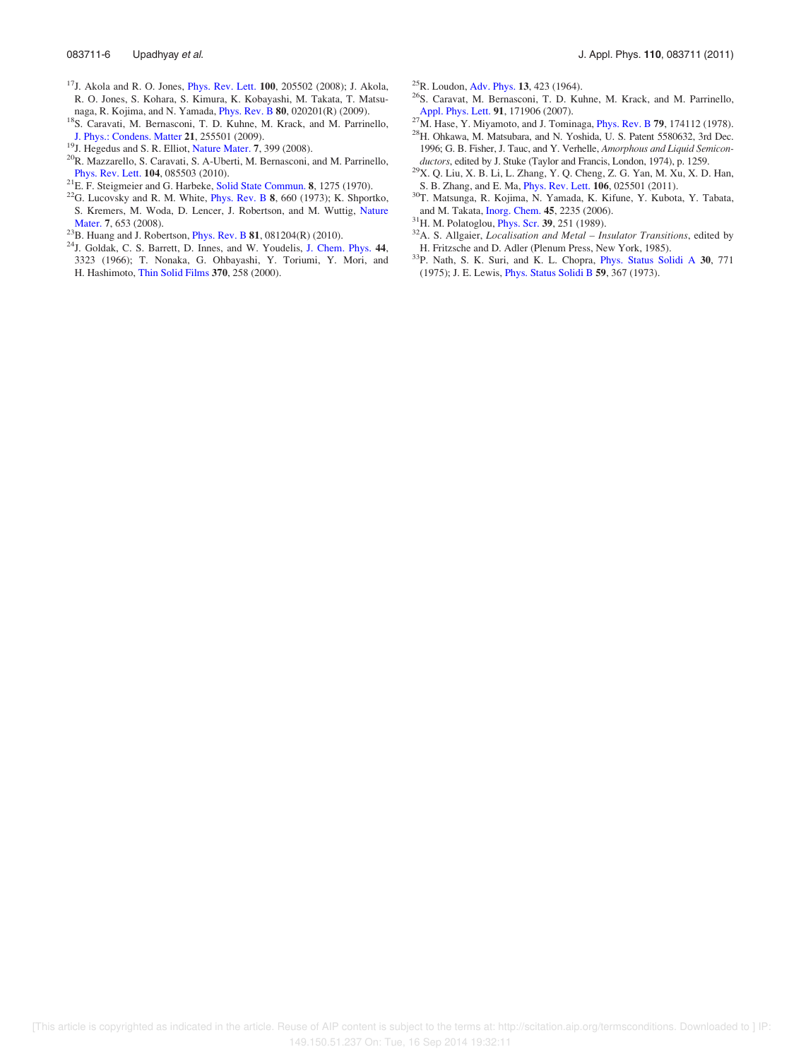[17] J. Akola and R. O. Jones, Phys. Rev. Lett. **100**, 205502 (2008); J. Akola, R. O. Jones, S. Kohara, S. Kimura, K. Kobayashi, M. Takata, T. Matsunaga, R. Kojima, and N. Yamada, Phys. Rev. B **80**, 020201(R) (2009).

[18] S. Caravati, M. Bernasconi, T. D. Kuhne, M. Krack, and M. Parrinello, J. Phys.: Condens. Matter **21**, 255501 (2009).

[19] J. Hegedus and S. R. Elliot, Nature Mater. **7**, 399 (2008).

[20] R. Mazzarello, S. Caravati, S. A-Uberti, M. Bernasconi, and M. Parrinello, Phys. Rev. Lett. **104**, 085503 (2010).

[21] E. F. Steigmeier and G. Harbeke, Solid State Commun. **8**, 1275 (1970).

[22] G. Lucovsky and R. M. White, Phys. Rev. B **8**, 660 (1973); K. Shportko, S. Kremers, M. Woda, D. Lencer, J. Robertson, and M. Wuttig, Nature Mater. **7**, 653 (2008).

[23] B. Huang and J. Robertson, Phys. Rev. B **81**, 081204(R) (2010).

[24] J. Goldak, C. S. Barrett, D. Innes, and W. Youdelis, J. Chem. Phys. **44**, 3323 (1966); T. Nonaka, G. Ohbayashi, Y. Toriumi, Y. Mori, and H. Hashimoto, Thin Solid Films **370**, 258 (2000).

[25] R. Loudon, Adv. Phys. **13**, 423 (1964).

[26] S. Caravat, M. Bernasconi, T. D. Kuhne, M. Krack, and M. Parrinello, Appl. Phys. Lett. **91**, 171906 (2007).

[27] M. Hase, Y. Miyamoto, and J. Tominaga, Phys. Rev. B **79**, 174112 (1978).

[28] H. Ohkawa, M. Matsubara, and N. Yoshida, U. S. Patent 5580632, 3rd Dec. 1996; G. B. Fisher, J. Tauc, and Y. Verhelle, *Amorphous and Liquid Semiconductors*, edited by J. Stuke (Taylor and Francis, London, 1974), p. 1259.

[29] X. Q. Liu, X. B. Li, L. Zhang, Y. Q. Cheng, Z. G. Yan, M. Xu, X. D. Han, S. B. Zhang, and E. Ma, Phys. Rev. Lett. **106**, 025501 (2011).

[30] T. Matsunga, R. Kojima, N. Yamada, K. Kifune, Y. Kubota, Y. Tabata, and M. Takata, Inorg. Chem. **45**, 2235 (2006).

[31] H. M. Polatoglou, Phys. Scr. **39**, 251 (1989).

[32] A. S. Allgaier, *Localisation and Metal – Insulator Transitions*, edited by H. Fritzsche and D. Adler (Plenum Press, New York, 1985).

[33] P. Nath, S. K. Suri, and K. L. Chopra, Phys. Status Solidi A **30**, 771 (1975); J. E. Lewis, Phys. Status Solidi B **59**, 367 (1973).